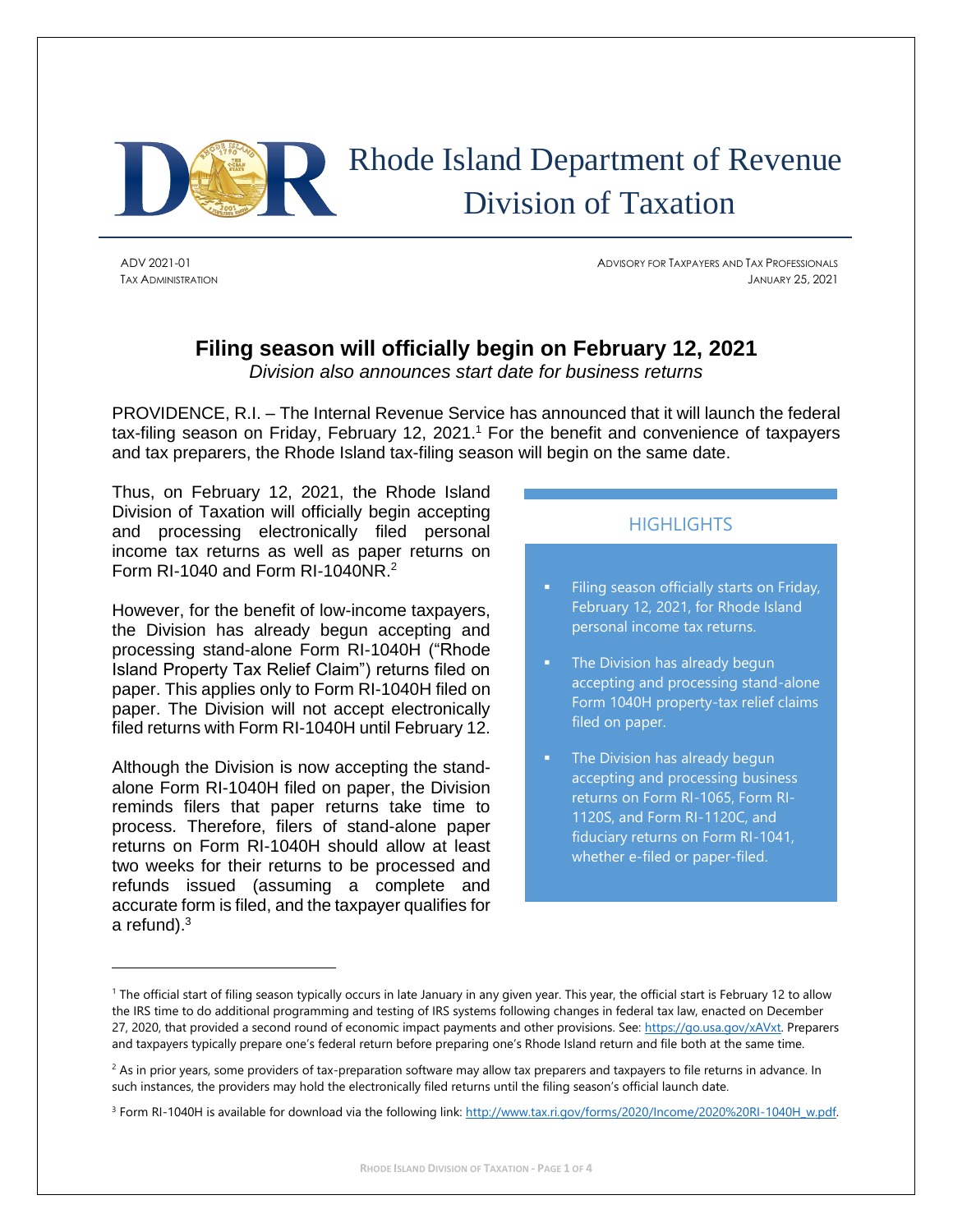# Rhode Island Department of Revenue Division of Taxation

ADV 2021-01
TAX ADMINISTRATION

ADVISORY FOR TAXPAYERS AND TAX PROFESSIONALS
JANUARY 25, 2021

## Filing season will officially begin on February 12, 2021

*Division also announces start date for business returns*

PROVIDENCE, R.I. – The Internal Revenue Service has announced that it will launch the federal tax-filing season on Friday, February 12, 2021.[1] For the benefit and convenience of taxpayers and tax preparers, the Rhode Island tax-filing season will begin on the same date.

Thus, on February 12, 2021, the Rhode Island Division of Taxation will officially begin accepting and processing electronically filed personal income tax returns as well as paper returns on Form RI-1040 and Form RI-1040NR.[2]

However, for the benefit of low-income taxpayers, the Division has already begun accepting and processing stand-alone Form RI-1040H ("Rhode Island Property Tax Relief Claim") returns filed on paper. This applies only to Form RI-1040H filed on paper. The Division will not accept electronically filed returns with Form RI-1040H until February 12.

Although the Division is now accepting the stand-alone Form RI-1040H filed on paper, the Division reminds filers that paper returns take time to process. Therefore, filers of stand-alone paper returns on Form RI-1040H should allow at least two weeks for their returns to be processed and refunds issued (assuming a complete and accurate form is filed, and the taxpayer qualifies for a refund).[3]

### HIGHLIGHTS

- Filing season officially starts on Friday, February 12, 2021, for Rhode Island personal income tax returns.
- The Division has already begun accepting and processing stand-alone Form 1040H property-tax relief claims filed on paper.
- The Division has already begun accepting and processing business returns on Form RI-1065, Form RI-1120S, and Form RI-1120C, and fiduciary returns on Form RI-1041, whether e-filed or paper-filed.

---

[1] The official start of filing season typically occurs in late January in any given year. This year, the official start is February 12 to allow the IRS time to do additional programming and testing of IRS systems following changes in federal tax law, enacted on December 27, 2020, that provided a second round of economic impact payments and other provisions. See: https://go.usa.gov/xAVxt. Preparers and taxpayers typically prepare one's federal return before preparing one's Rhode Island return and file both at the same time.

[2] As in prior years, some providers of tax-preparation software may allow tax preparers and taxpayers to file returns in advance. In such instances, the providers may hold the electronically filed returns until the filing season's official launch date.

[3] Form RI-1040H is available for download via the following link: http://www.tax.ri.gov/forms/2020/Income/2020%20RI-1040H_w.pdf.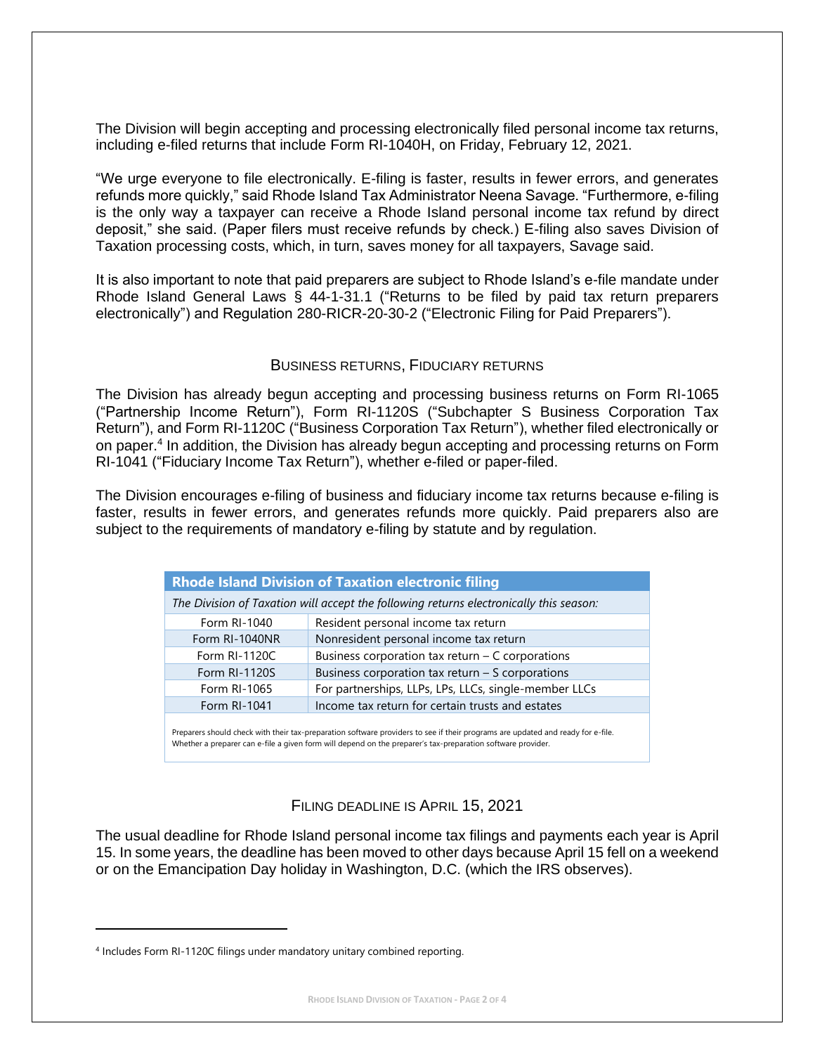The Division will begin accepting and processing electronically filed personal income tax returns, including e-filed returns that include Form RI-1040H, on Friday, February 12, 2021.

"We urge everyone to file electronically. E-filing is faster, results in fewer errors, and generates refunds more quickly," said Rhode Island Tax Administrator Neena Savage. "Furthermore, e-filing is the only way a taxpayer can receive a Rhode Island personal income tax refund by direct deposit," she said. (Paper filers must receive refunds by check.) E-filing also saves Division of Taxation processing costs, which, in turn, saves money for all taxpayers, Savage said.

It is also important to note that paid preparers are subject to Rhode Island's e-file mandate under Rhode Island General Laws § 44-1-31.1 ("Returns to be filed by paid tax return preparers electronically") and Regulation 280-RICR-20-30-2 ("Electronic Filing for Paid Preparers").

## Business returns, Fiduciary returns

The Division has already begun accepting and processing business returns on Form RI-1065 ("Partnership Income Return"), Form RI-1120S ("Subchapter S Business Corporation Tax Return"), and Form RI-1120C ("Business Corporation Tax Return"), whether filed electronically or on paper.[4] In addition, the Division has already begun accepting and processing returns on Form RI-1041 ("Fiduciary Income Tax Return"), whether e-filed or paper-filed.

The Division encourages e-filing of business and fiduciary income tax returns because e-filing is faster, results in fewer errors, and generates refunds more quickly. Paid preparers also are subject to the requirements of mandatory e-filing by statute and by regulation.

| **Rhode Island Division of Taxation electronic filing** | |
|---|---|
| *The Division of Taxation will accept the following returns electronically this season:* | |
| Form RI-1040 | Resident personal income tax return |
| Form RI-1040NR | Nonresident personal income tax return |
| Form RI-1120C | Business corporation tax return – C corporations |
| Form RI-1120S | Business corporation tax return – S corporations |
| Form RI-1065 | For partnerships, LLPs, LPs, LLCs, single-member LLCs |
| Form RI-1041 | Income tax return for certain trusts and estates |

Preparers should check with their tax-preparation software providers to see if their programs are updated and ready for e-file. Whether a preparer can e-file a given form will depend on the preparer's tax-preparation software provider.

## Filing deadline is April 15, 2021

The usual deadline for Rhode Island personal income tax filings and payments each year is April 15. In some years, the deadline has been moved to other days because April 15 fell on a weekend or on the Emancipation Day holiday in Washington, D.C. (which the IRS observes).

[4] Includes Form RI-1120C filings under mandatory unitary combined reporting.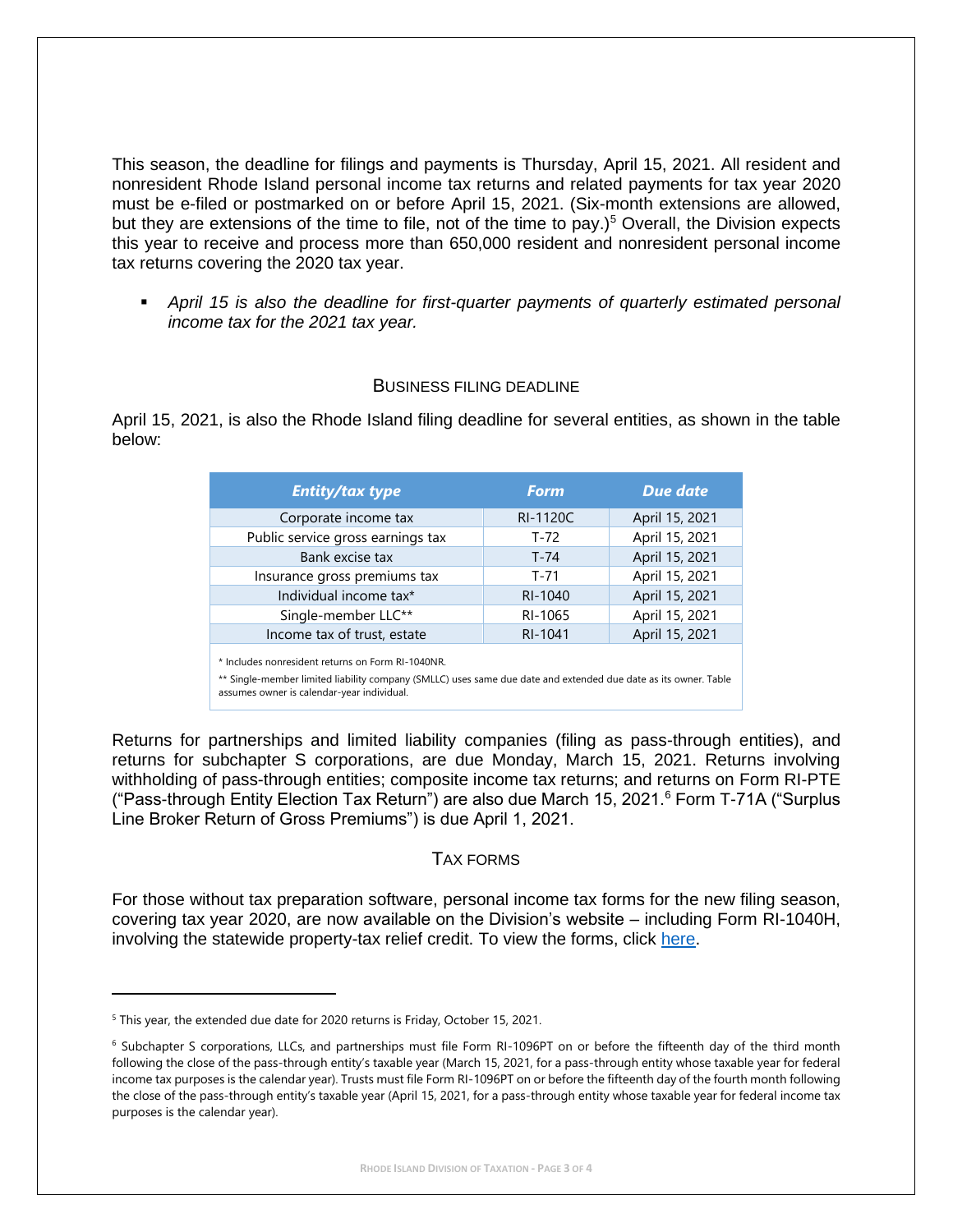This season, the deadline for filings and payments is Thursday, April 15, 2021. All resident and nonresident Rhode Island personal income tax returns and related payments for tax year 2020 must be e-filed or postmarked on or before April 15, 2021. (Six-month extensions are allowed, but they are extensions of the time to file, not of the time to pay.)[5] Overall, the Division expects this year to receive and process more than 650,000 resident and nonresident personal income tax returns covering the 2020 tax year.

- *April 15 is also the deadline for first-quarter payments of quarterly estimated personal income tax for the 2021 tax year.*

## BUSINESS FILING DEADLINE

April 15, 2021, is also the Rhode Island filing deadline for several entities, as shown in the table below:

| *Entity/tax type* | *Form* | *Due date* |
|---|---|---|
| Corporate income tax | RI-1120C | April 15, 2021 |
| Public service gross earnings tax | T-72 | April 15, 2021 |
| Bank excise tax | T-74 | April 15, 2021 |
| Insurance gross premiums tax | T-71 | April 15, 2021 |
| Individual income tax* | RI-1040 | April 15, 2021 |
| Single-member LLC** | RI-1065 | April 15, 2021 |
| Income tax of trust, estate | RI-1041 | April 15, 2021 |

\* Includes nonresident returns on Form RI-1040NR.

** Single-member limited liability company (SMLLC) uses same due date and extended due date as its owner. Table assumes owner is calendar-year individual.

Returns for partnerships and limited liability companies (filing as pass-through entities), and returns for subchapter S corporations, are due Monday, March 15, 2021. Returns involving withholding of pass-through entities; composite income tax returns; and returns on Form RI-PTE ("Pass-through Entity Election Tax Return") are also due March 15, 2021.[6] Form T-71A ("Surplus Line Broker Return of Gross Premiums") is due April 1, 2021.

## TAX FORMS

For those without tax preparation software, personal income tax forms for the new filing season, covering tax year 2020, are now available on the Division's website – including Form RI-1040H, involving the statewide property-tax relief credit. To view the forms, click here.

---

[5] This year, the extended due date for 2020 returns is Friday, October 15, 2021.

[6] Subchapter S corporations, LLCs, and partnerships must file Form RI-1096PT on or before the fifteenth day of the third month following the close of the pass-through entity's taxable year (March 15, 2021, for a pass-through entity whose taxable year for federal income tax purposes is the calendar year). Trusts must file Form RI-1096PT on or before the fifteenth day of the fourth month following the close of the pass-through entity's taxable year (April 15, 2021, for a pass-through entity whose taxable year for federal income tax purposes is the calendar year).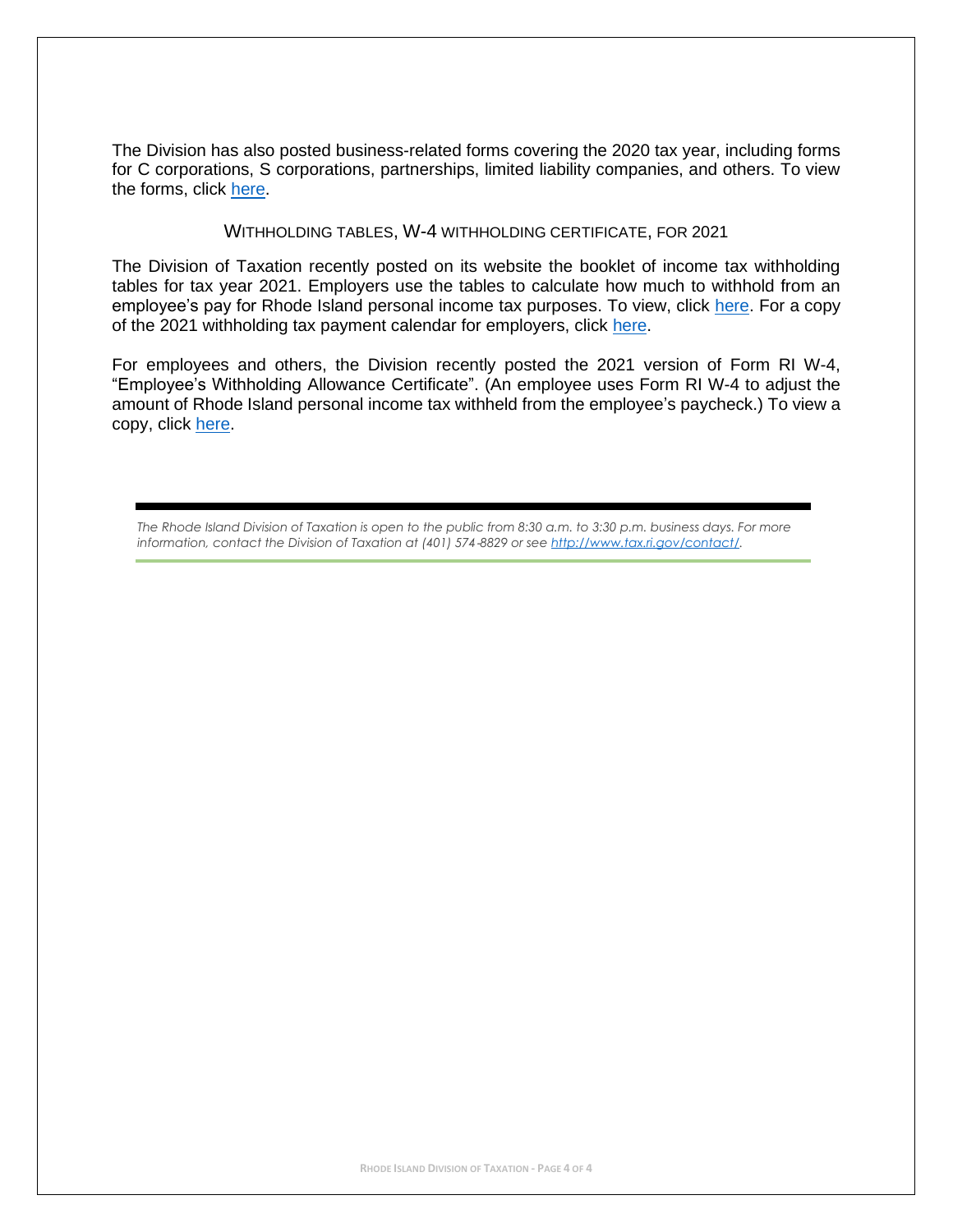The Division has also posted business-related forms covering the 2020 tax year, including forms for C corporations, S corporations, partnerships, limited liability companies, and others. To view the forms, click here.

## WITHHOLDING TABLES, W-4 WITHHOLDING CERTIFICATE, FOR 2021

The Division of Taxation recently posted on its website the booklet of income tax withholding tables for tax year 2021. Employers use the tables to calculate how much to withhold from an employee's pay for Rhode Island personal income tax purposes. To view, click here. For a copy of the 2021 withholding tax payment calendar for employers, click here.

For employees and others, the Division recently posted the 2021 version of Form RI W-4, "Employee's Withholding Allowance Certificate". (An employee uses Form RI W-4 to adjust the amount of Rhode Island personal income tax withheld from the employee's paycheck.) To view a copy, click here.

---

*The Rhode Island Division of Taxation is open to the public from 8:30 a.m. to 3:30 p.m. business days. For more information, contact the Division of Taxation at (401) 574-8829 or see http://www.tax.ri.gov/contact/.*